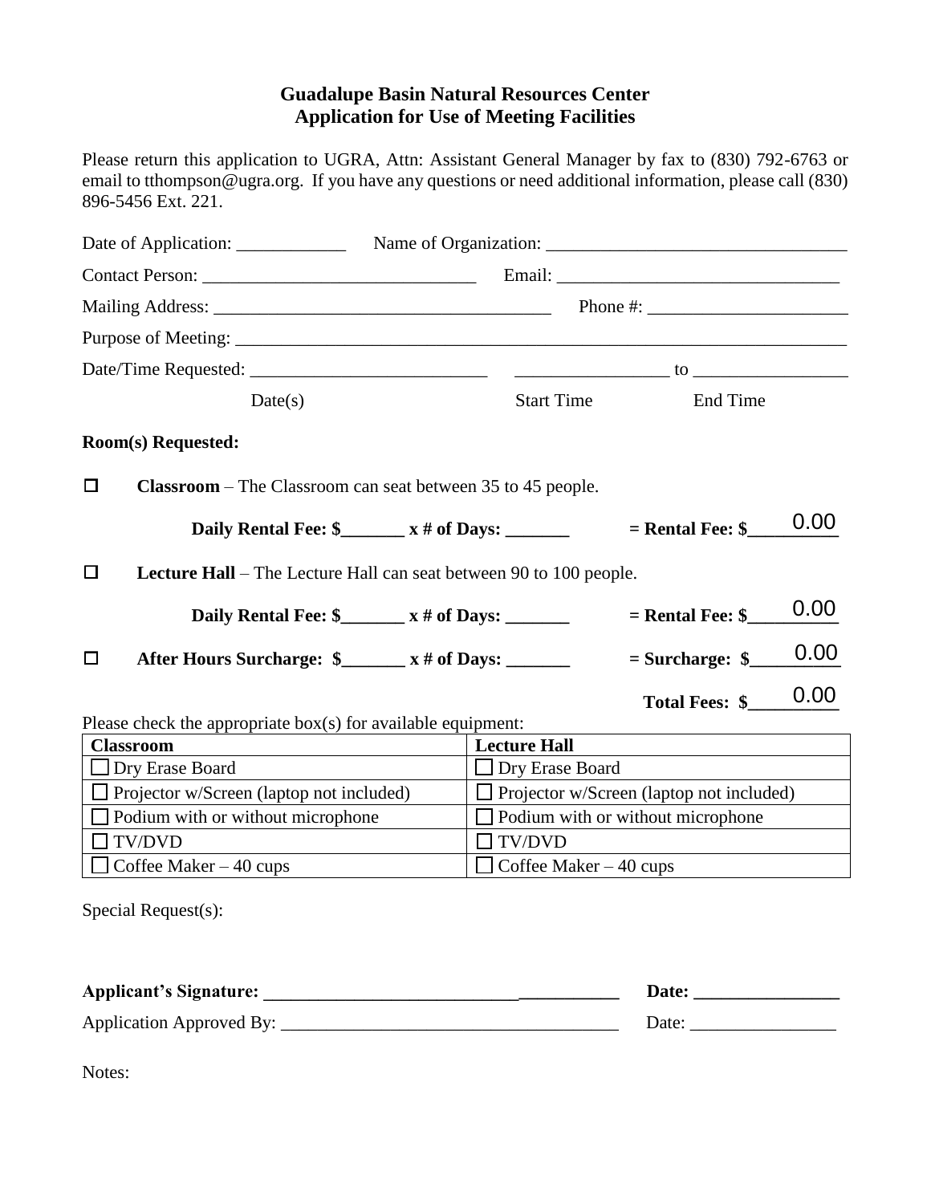**Guadalupe Basin Natural Resources Center**
**Application for Use of Meeting Facilities**

Please return this application to UGRA, Attn: Assistant General Manager by fax to (830) 792-6763 or email to tthompson@ugra.org. If you have any questions or need additional information, please call (830) 896-5456 Ext. 221.

Date of Application: ____________ Name of Organization: _________________________________

Contact Person: ______________________________ Email: _______________________________

Mailing Address: _____________________________________ Phone #: ______________________

Purpose of Meeting: ______________________________________________________________________

Date/Time Requested: __________________________ _________________ to _________________

Date(s) Start Time End Time

**Room(s) Requested:**

☐ **Classroom** – The Classroom can seat between 35 to 45 people.

**Daily Rental Fee: $_______ x # of Days: _______ = Rental Fee: $** 0.00

☐ **Lecture Hall** – The Lecture Hall can seat between 90 to 100 people.

**Daily Rental Fee: $_______ x # of Days: _______ = Rental Fee: $** 0.00

☐ **After Hours Surcharge: $_______ x # of Days: _______ = Surcharge: $** 0.00

**Total Fees: $** 0.00

Please check the appropriate box(s) for available equipment:

| Classroom | Lecture Hall |
|---|---|
| ☐ Dry Erase Board | ☐ Dry Erase Board |
| ☐ Projector w/Screen (laptop not included) | ☐ Projector w/Screen (laptop not included) |
| ☐ Podium with or without microphone | ☐ Podium with or without microphone |
| ☐ TV/DVD | ☐ TV/DVD |
| ☐ Coffee Maker – 40 cups | ☐ Coffee Maker – 40 cups |

Special Request(s):

**Applicant's Signature: ________________________________________ Date: ________________**

Application Approved By: _____________________________________ Date: ________________

Notes: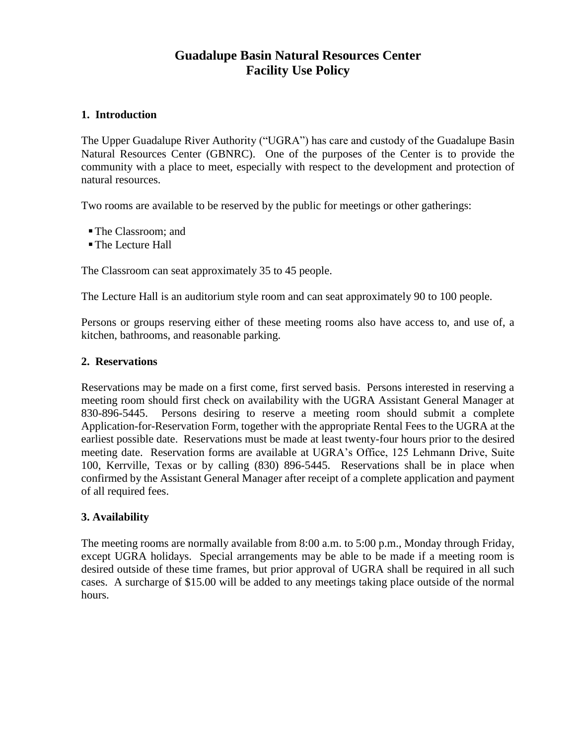# Guadalupe Basin Natural Resources Center
# Facility Use Policy

## 1. Introduction

The Upper Guadalupe River Authority ("UGRA") has care and custody of the Guadalupe Basin Natural Resources Center (GBNRC). One of the purposes of the Center is to provide the community with a place to meet, especially with respect to the development and protection of natural resources.

Two rooms are available to be reserved by the public for meetings or other gatherings:

- The Classroom; and
- The Lecture Hall

The Classroom can seat approximately 35 to 45 people.

The Lecture Hall is an auditorium style room and can seat approximately 90 to 100 people.

Persons or groups reserving either of these meeting rooms also have access to, and use of, a kitchen, bathrooms, and reasonable parking.

## 2. Reservations

Reservations may be made on a first come, first served basis. Persons interested in reserving a meeting room should first check on availability with the UGRA Assistant General Manager at 830-896-5445. Persons desiring to reserve a meeting room should submit a complete Application-for-Reservation Form, together with the appropriate Rental Fees to the UGRA at the earliest possible date. Reservations must be made at least twenty-four hours prior to the desired meeting date. Reservation forms are available at UGRA's Office, 125 Lehmann Drive, Suite 100, Kerrville, Texas or by calling (830) 896-5445. Reservations shall be in place when confirmed by the Assistant General Manager after receipt of a complete application and payment of all required fees.

## 3. Availability

The meeting rooms are normally available from 8:00 a.m. to 5:00 p.m., Monday through Friday, except UGRA holidays. Special arrangements may be able to be made if a meeting room is desired outside of these time frames, but prior approval of UGRA shall be required in all such cases. A surcharge of $15.00 will be added to any meetings taking place outside of the normal hours.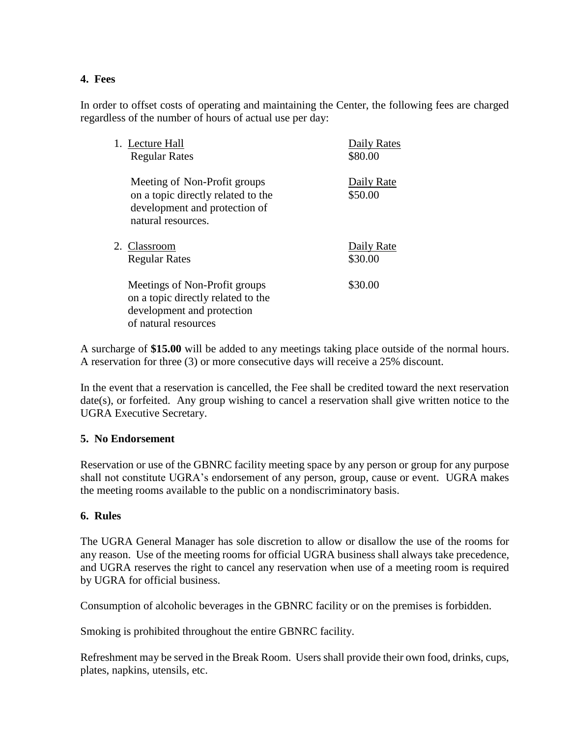**4. Fees**

In order to offset costs of operating and maintaining the Center, the following fees are charged regardless of the number of hours of actual use per day:

| | |
|---|---|
| 1. <u>Lecture Hall</u><br>Regular Rates | <u>Daily Rates</u><br>\$80.00 |
| Meeting of Non-Profit groups on a topic directly related to the development and protection of natural resources. | <u>Daily Rate</u><br>\$50.00 |
| 2. <u>Classroom</u><br>Regular Rates | <u>Daily Rate</u><br>\$30.00 |
| Meetings of Non-Profit groups on a topic directly related to the development and protection of natural resources | \$30.00 |

A surcharge of **\$15.00** will be added to any meetings taking place outside of the normal hours. A reservation for three (3) or more consecutive days will receive a 25% discount.

In the event that a reservation is cancelled, the Fee shall be credited toward the next reservation date(s), or forfeited. Any group wishing to cancel a reservation shall give written notice to the UGRA Executive Secretary.

**5. No Endorsement**

Reservation or use of the GBNRC facility meeting space by any person or group for any purpose shall not constitute UGRA's endorsement of any person, group, cause or event. UGRA makes the meeting rooms available to the public on a nondiscriminatory basis.

**6. Rules**

The UGRA General Manager has sole discretion to allow or disallow the use of the rooms for any reason. Use of the meeting rooms for official UGRA business shall always take precedence, and UGRA reserves the right to cancel any reservation when use of a meeting room is required by UGRA for official business.

Consumption of alcoholic beverages in the GBNRC facility or on the premises is forbidden.

Smoking is prohibited throughout the entire GBNRC facility.

Refreshment may be served in the Break Room. Users shall provide their own food, drinks, cups, plates, napkins, utensils, etc.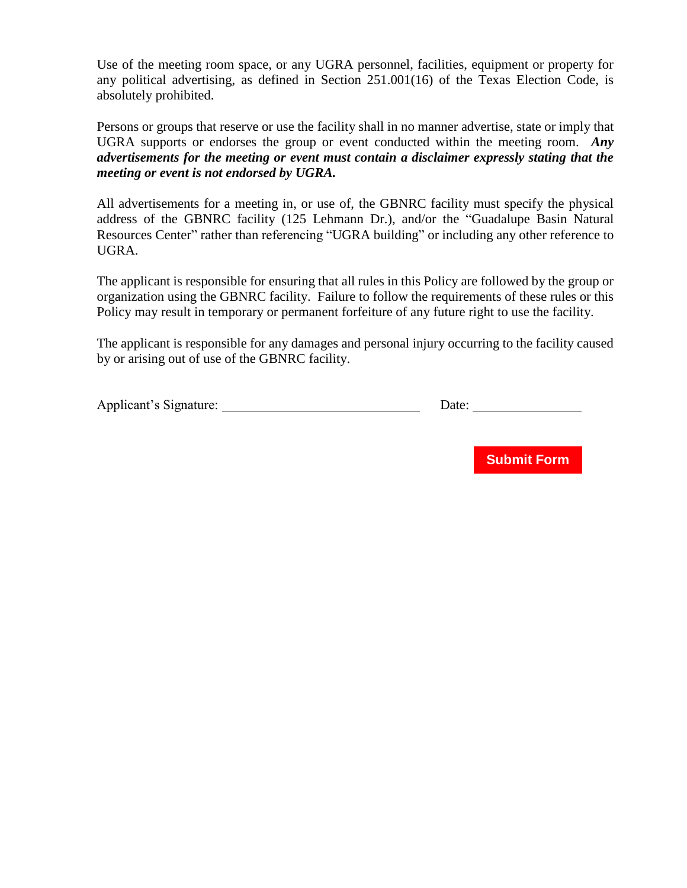Use of the meeting room space, or any UGRA personnel, facilities, equipment or property for any political advertising, as defined in Section 251.001(16) of the Texas Election Code, is absolutely prohibited.

Persons or groups that reserve or use the facility shall in no manner advertise, state or imply that UGRA supports or endorses the group or event conducted within the meeting room. ***Any advertisements for the meeting or event must contain a disclaimer expressly stating that the meeting or event is not endorsed by UGRA.***

All advertisements for a meeting in, or use of, the GBNRC facility must specify the physical address of the GBNRC facility (125 Lehmann Dr.), and/or the "Guadalupe Basin Natural Resources Center" rather than referencing "UGRA building" or including any other reference to UGRA.

The applicant is responsible for ensuring that all rules in this Policy are followed by the group or organization using the GBNRC facility. Failure to follow the requirements of these rules or this Policy may result in temporary or permanent forfeiture of any future right to use the facility.

The applicant is responsible for any damages and personal injury occurring to the facility caused by or arising out of use of the GBNRC facility.

Applicant's Signature: ______________________________ Date: ________________

**Submit Form**